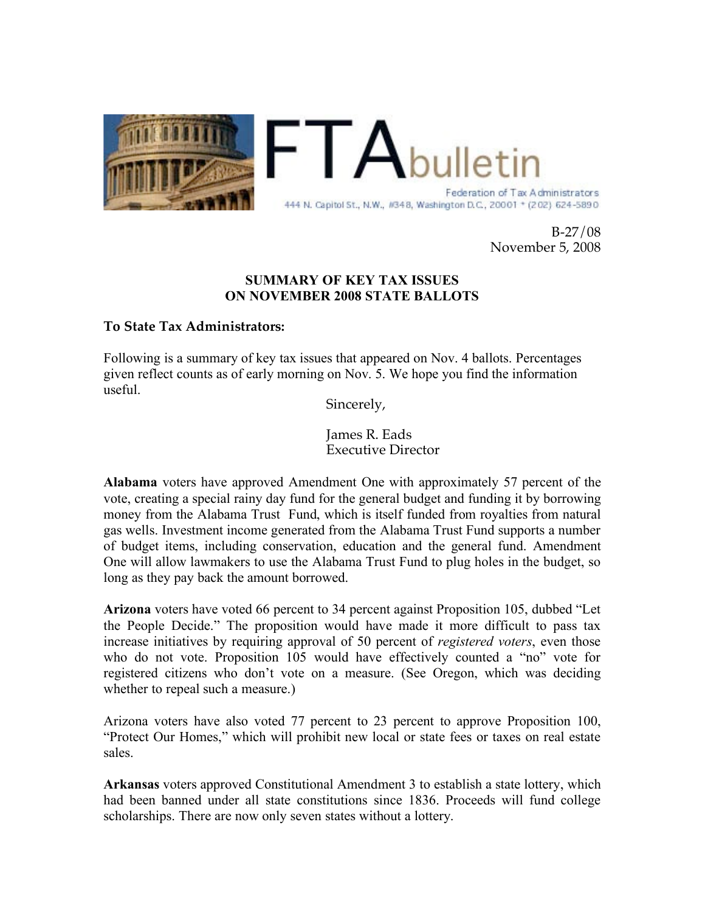FTA bulletin

Federation of Tax Administrators
444 N. Capitol St., N.W., #348, Washington D.C., 20001 * (202) 624-5890

B-27/08
November 5, 2008

## SUMMARY OF KEY TAX ISSUES ON NOVEMBER 2008 STATE BALLOTS

**To State Tax Administrators:**

Following is a summary of key tax issues that appeared on Nov. 4 ballots. Percentages given reflect counts as of early morning on Nov. 5. We hope you find the information useful.

Sincerely,

James R. Eads
Executive Director

**Alabama** voters have approved Amendment One with approximately 57 percent of the vote, creating a special rainy day fund for the general budget and funding it by borrowing money from the Alabama Trust Fund, which is itself funded from royalties from natural gas wells. Investment income generated from the Alabama Trust Fund supports a number of budget items, including conservation, education and the general fund. Amendment One will allow lawmakers to use the Alabama Trust Fund to plug holes in the budget, so long as they pay back the amount borrowed.

**Arizona** voters have voted 66 percent to 34 percent against Proposition 105, dubbed "Let the People Decide." The proposition would have made it more difficult to pass tax increase initiatives by requiring approval of 50 percent of *registered voters*, even those who do not vote. Proposition 105 would have effectively counted a "no" vote for registered citizens who don't vote on a measure. (See Oregon, which was deciding whether to repeal such a measure.)

Arizona voters have also voted 77 percent to 23 percent to approve Proposition 100, "Protect Our Homes," which will prohibit new local or state fees or taxes on real estate sales.

**Arkansas** voters approved Constitutional Amendment 3 to establish a state lottery, which had been banned under all state constitutions since 1836. Proceeds will fund college scholarships. There are now only seven states without a lottery.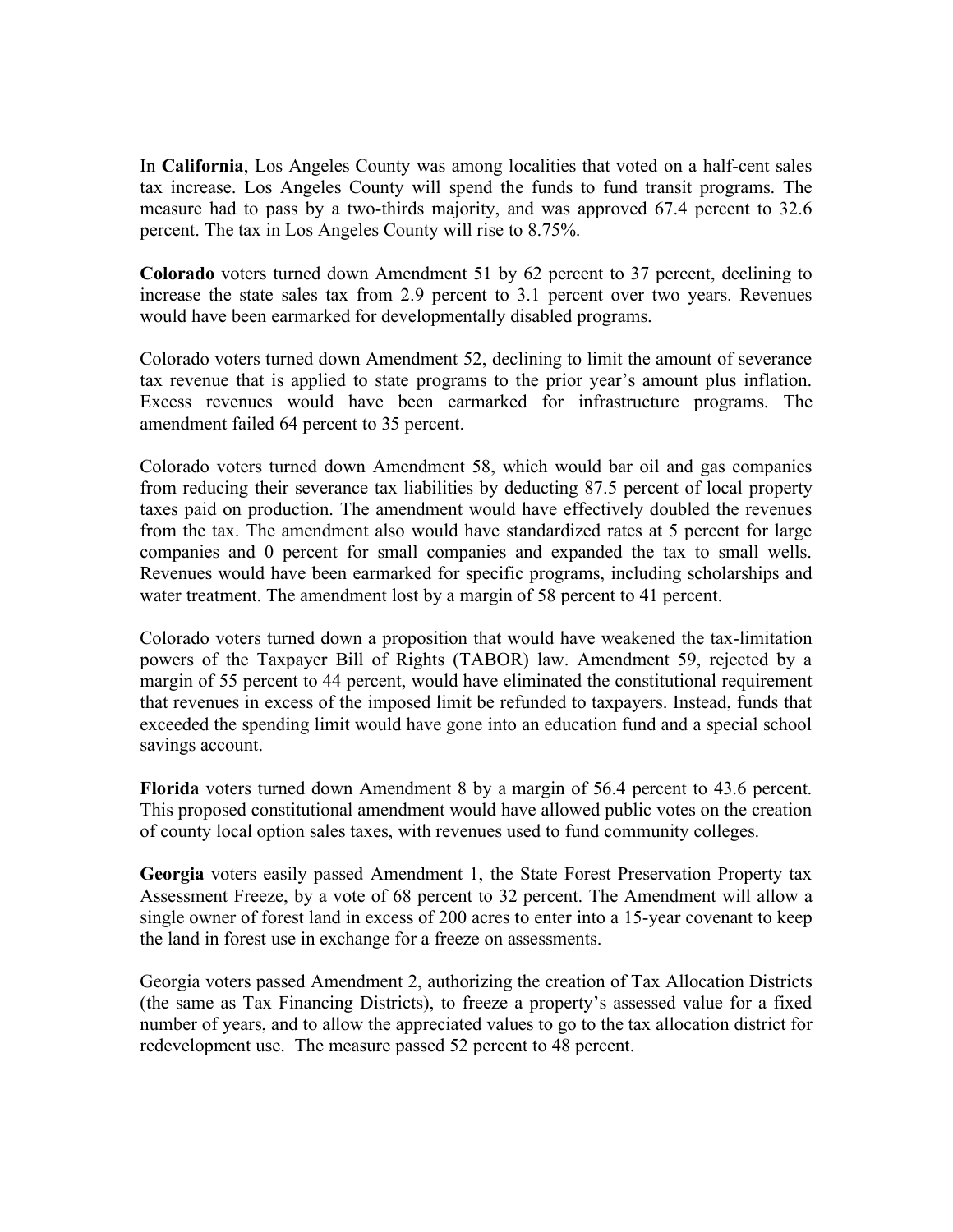In **California**, Los Angeles County was among localities that voted on a half-cent sales tax increase. Los Angeles County will spend the funds to fund transit programs. The measure had to pass by a two-thirds majority, and was approved 67.4 percent to 32.6 percent. The tax in Los Angeles County will rise to 8.75%.

**Colorado** voters turned down Amendment 51 by 62 percent to 37 percent, declining to increase the state sales tax from 2.9 percent to 3.1 percent over two years. Revenues would have been earmarked for developmentally disabled programs.

Colorado voters turned down Amendment 52, declining to limit the amount of severance tax revenue that is applied to state programs to the prior year's amount plus inflation. Excess revenues would have been earmarked for infrastructure programs. The amendment failed 64 percent to 35 percent.

Colorado voters turned down Amendment 58, which would bar oil and gas companies from reducing their severance tax liabilities by deducting 87.5 percent of local property taxes paid on production. The amendment would have effectively doubled the revenues from the tax. The amendment also would have standardized rates at 5 percent for large companies and 0 percent for small companies and expanded the tax to small wells. Revenues would have been earmarked for specific programs, including scholarships and water treatment. The amendment lost by a margin of 58 percent to 41 percent.

Colorado voters turned down a proposition that would have weakened the tax-limitation powers of the Taxpayer Bill of Rights (TABOR) law. Amendment 59, rejected by a margin of 55 percent to 44 percent, would have eliminated the constitutional requirement that revenues in excess of the imposed limit be refunded to taxpayers. Instead, funds that exceeded the spending limit would have gone into an education fund and a special school savings account.

**Florida** voters turned down Amendment 8 by a margin of 56.4 percent to 43.6 percent. This proposed constitutional amendment would have allowed public votes on the creation of county local option sales taxes, with revenues used to fund community colleges.

**Georgia** voters easily passed Amendment 1, the State Forest Preservation Property tax Assessment Freeze, by a vote of 68 percent to 32 percent. The Amendment will allow a single owner of forest land in excess of 200 acres to enter into a 15-year covenant to keep the land in forest use in exchange for a freeze on assessments.

Georgia voters passed Amendment 2, authorizing the creation of Tax Allocation Districts (the same as Tax Financing Districts), to freeze a property's assessed value for a fixed number of years, and to allow the appreciated values to go to the tax allocation district for redevelopment use. The measure passed 52 percent to 48 percent.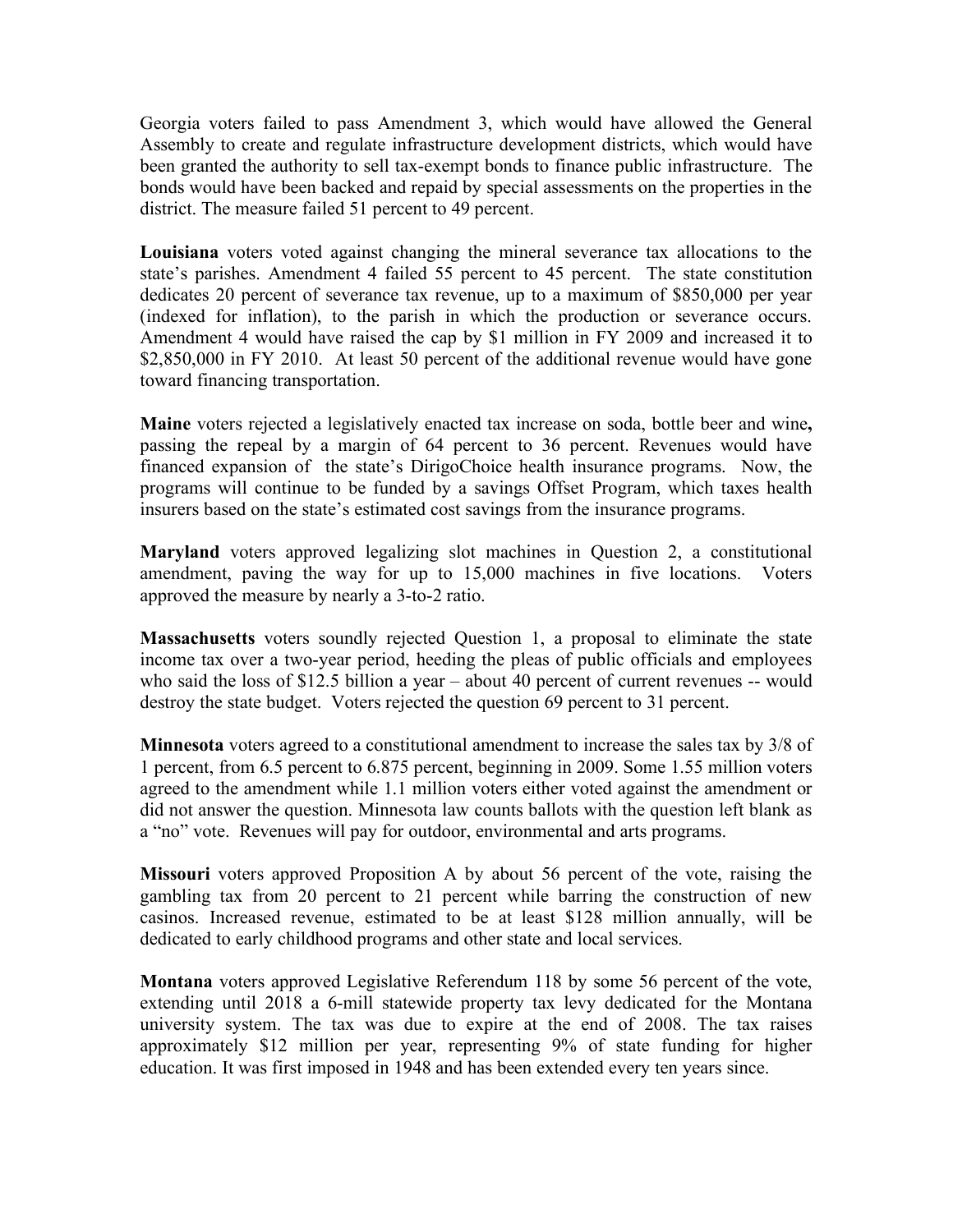Georgia voters failed to pass Amendment 3, which would have allowed the General Assembly to create and regulate infrastructure development districts, which would have been granted the authority to sell tax-exempt bonds to finance public infrastructure. The bonds would have been backed and repaid by special assessments on the properties in the district. The measure failed 51 percent to 49 percent.

**Louisiana** voters voted against changing the mineral severance tax allocations to the state's parishes. Amendment 4 failed 55 percent to 45 percent. The state constitution dedicates 20 percent of severance tax revenue, up to a maximum of $850,000 per year (indexed for inflation), to the parish in which the production or severance occurs. Amendment 4 would have raised the cap by $1 million in FY 2009 and increased it to $2,850,000 in FY 2010. At least 50 percent of the additional revenue would have gone toward financing transportation.

**Maine** voters rejected a legislatively enacted tax increase on soda, bottle beer and wine**,** passing the repeal by a margin of 64 percent to 36 percent. Revenues would have financed expansion of the state's DirigoChoice health insurance programs. Now, the programs will continue to be funded by a savings Offset Program, which taxes health insurers based on the state's estimated cost savings from the insurance programs.

**Maryland** voters approved legalizing slot machines in Question 2, a constitutional amendment, paving the way for up to 15,000 machines in five locations. Voters approved the measure by nearly a 3-to-2 ratio.

**Massachusetts** voters soundly rejected Question 1, a proposal to eliminate the state income tax over a two-year period, heeding the pleas of public officials and employees who said the loss of $12.5 billion a year – about 40 percent of current revenues -- would destroy the state budget. Voters rejected the question 69 percent to 31 percent.

**Minnesota** voters agreed to a constitutional amendment to increase the sales tax by 3/8 of 1 percent, from 6.5 percent to 6.875 percent, beginning in 2009. Some 1.55 million voters agreed to the amendment while 1.1 million voters either voted against the amendment or did not answer the question. Minnesota law counts ballots with the question left blank as a "no" vote. Revenues will pay for outdoor, environmental and arts programs.

**Missouri** voters approved Proposition A by about 56 percent of the vote, raising the gambling tax from 20 percent to 21 percent while barring the construction of new casinos. Increased revenue, estimated to be at least $128 million annually, will be dedicated to early childhood programs and other state and local services.

**Montana** voters approved Legislative Referendum 118 by some 56 percent of the vote, extending until 2018 a 6-mill statewide property tax levy dedicated for the Montana university system. The tax was due to expire at the end of 2008. The tax raises approximately $12 million per year, representing 9% of state funding for higher education. It was first imposed in 1948 and has been extended every ten years since.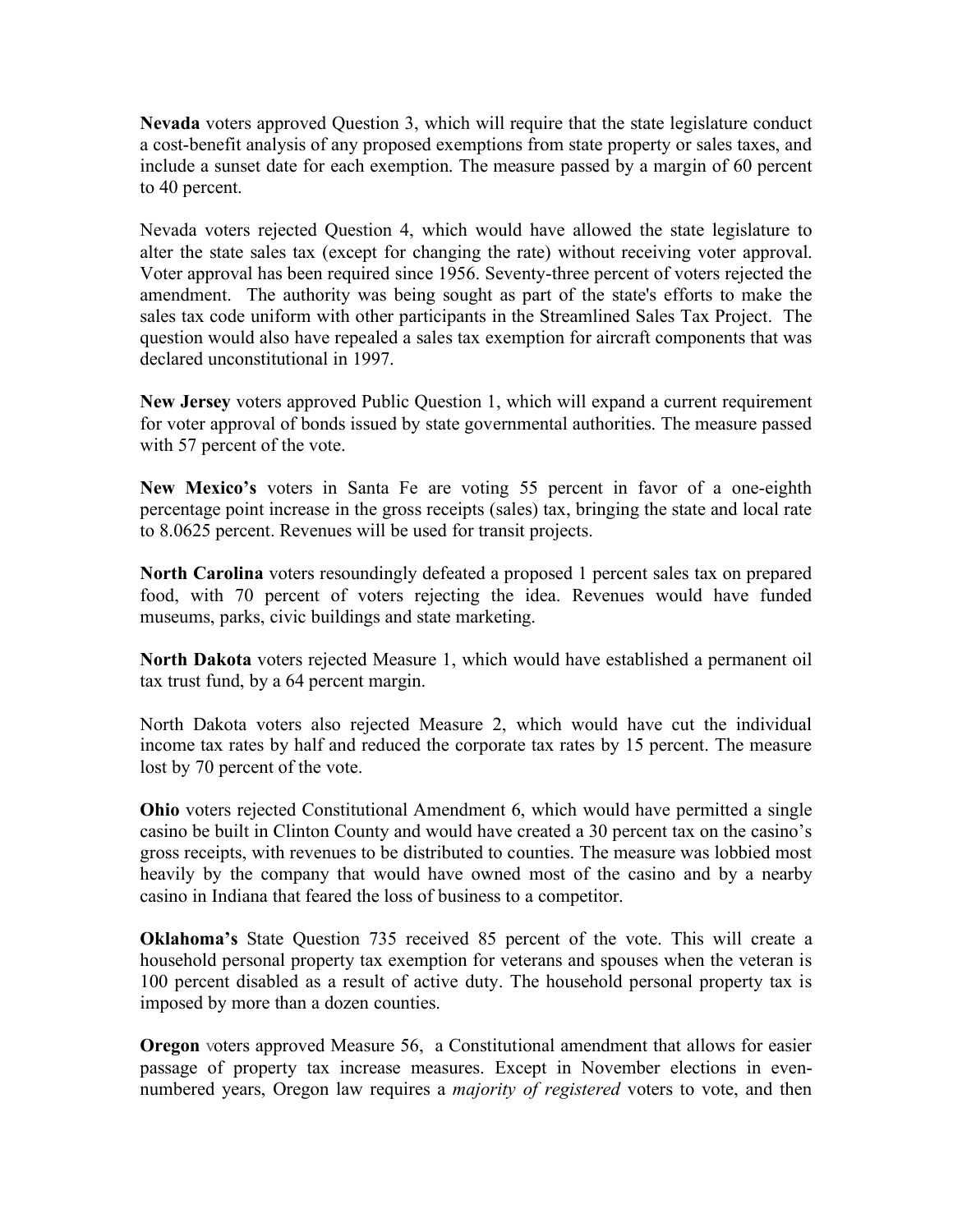**Nevada** voters approved Question 3, which will require that the state legislature conduct a cost-benefit analysis of any proposed exemptions from state property or sales taxes, and include a sunset date for each exemption. The measure passed by a margin of 60 percent to 40 percent.

Nevada voters rejected Question 4, which would have allowed the state legislature to alter the state sales tax (except for changing the rate) without receiving voter approval. Voter approval has been required since 1956. Seventy-three percent of voters rejected the amendment. The authority was being sought as part of the state's efforts to make the sales tax code uniform with other participants in the Streamlined Sales Tax Project. The question would also have repealed a sales tax exemption for aircraft components that was declared unconstitutional in 1997.

**New Jersey** voters approved Public Question 1, which will expand a current requirement for voter approval of bonds issued by state governmental authorities. The measure passed with 57 percent of the vote.

**New Mexico's** voters in Santa Fe are voting 55 percent in favor of a one-eighth percentage point increase in the gross receipts (sales) tax, bringing the state and local rate to 8.0625 percent. Revenues will be used for transit projects.

**North Carolina** voters resoundingly defeated a proposed 1 percent sales tax on prepared food, with 70 percent of voters rejecting the idea. Revenues would have funded museums, parks, civic buildings and state marketing.

**North Dakota** voters rejected Measure 1, which would have established a permanent oil tax trust fund, by a 64 percent margin.

North Dakota voters also rejected Measure 2, which would have cut the individual income tax rates by half and reduced the corporate tax rates by 15 percent. The measure lost by 70 percent of the vote.

**Ohio** voters rejected Constitutional Amendment 6, which would have permitted a single casino be built in Clinton County and would have created a 30 percent tax on the casino's gross receipts, with revenues to be distributed to counties. The measure was lobbied most heavily by the company that would have owned most of the casino and by a nearby casino in Indiana that feared the loss of business to a competitor.

**Oklahoma's** State Question 735 received 85 percent of the vote. This will create a household personal property tax exemption for veterans and spouses when the veteran is 100 percent disabled as a result of active duty. The household personal property tax is imposed by more than a dozen counties.

**Oregon** voters approved Measure 56, a Constitutional amendment that allows for easier passage of property tax increase measures. Except in November elections in even-numbered years, Oregon law requires a *majority of registered* voters to vote, and then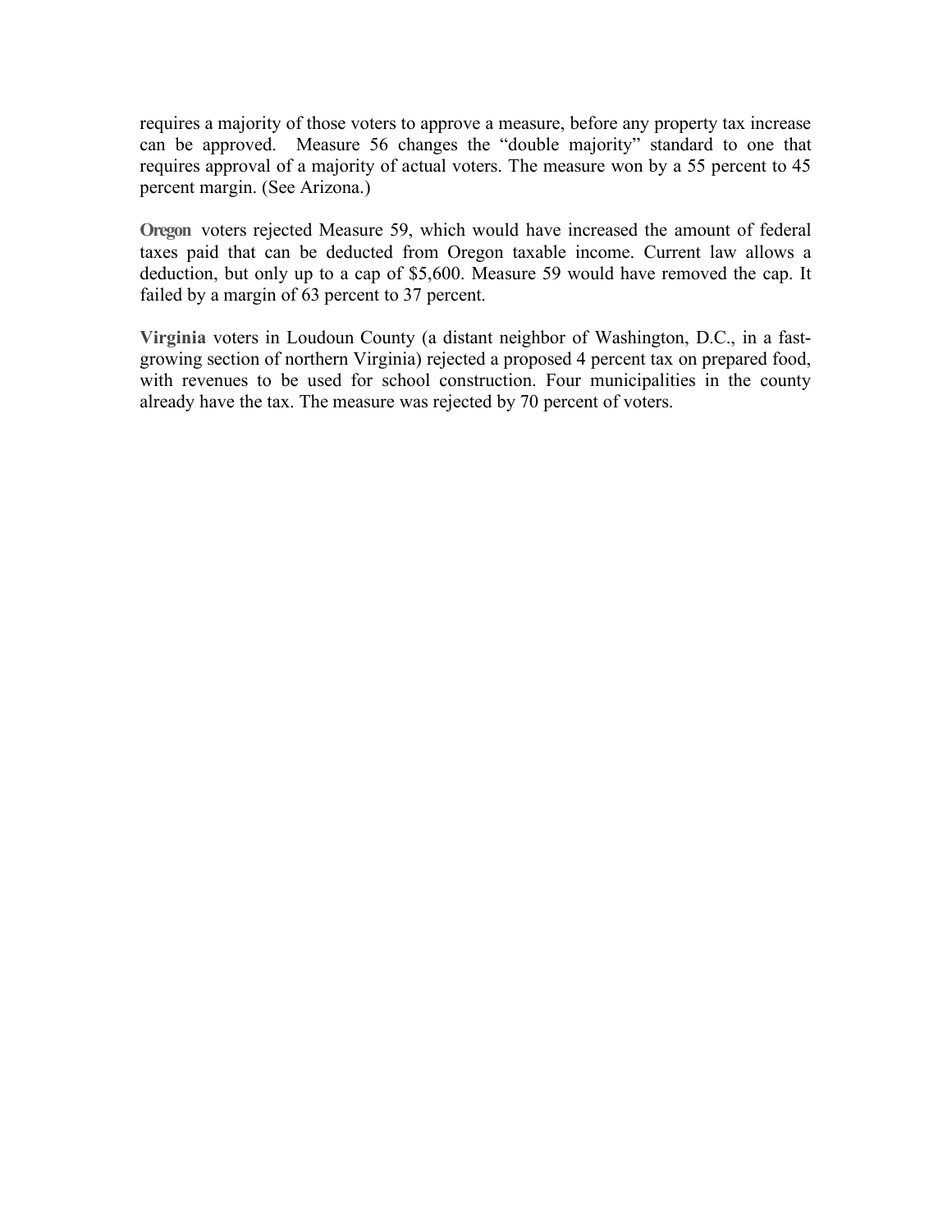requires a majority of those voters to approve a measure, before any property tax increase can be approved. Measure 56 changes the "double majority" standard to one that requires approval of a majority of actual voters. The measure won by a 55 percent to 45 percent margin. (See Arizona.)

**Oregon** voters rejected Measure 59, which would have increased the amount of federal taxes paid that can be deducted from Oregon taxable income. Current law allows a deduction, but only up to a cap of $5,600. Measure 59 would have removed the cap. It failed by a margin of 63 percent to 37 percent.

**Virginia** voters in Loudoun County (a distant neighbor of Washington, D.C., in a fast-growing section of northern Virginia) rejected a proposed 4 percent tax on prepared food, with revenues to be used for school construction. Four municipalities in the county already have the tax. The measure was rejected by 70 percent of voters.